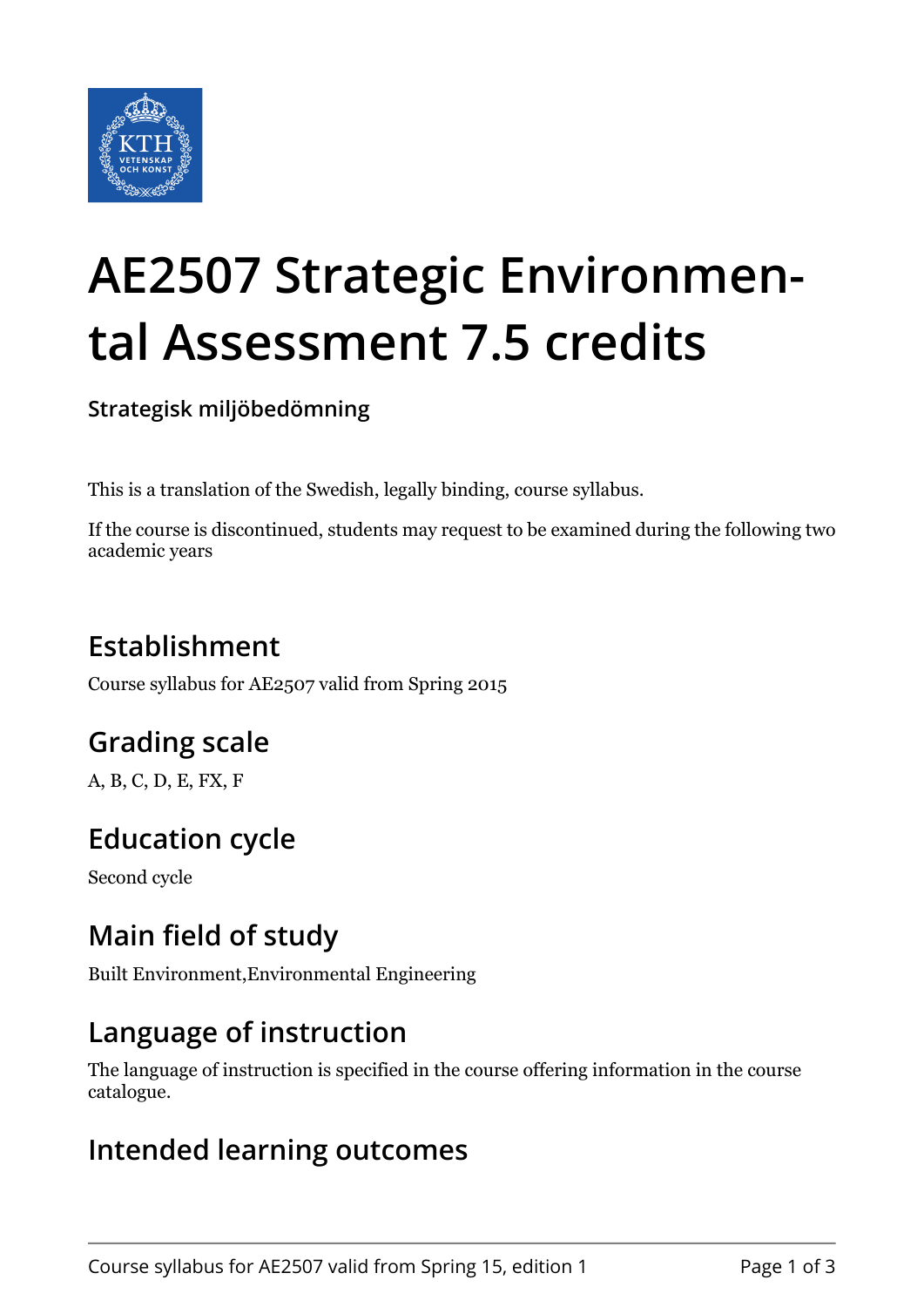# AE2507 Strategic Environmental Assessment 7.5 credits

**Strategisk miljöbedömning**

This is a translation of the Swedish, legally binding, course syllabus.

If the course is discontinued, students may request to be examined during the following two academic years

## Establishment

Course syllabus for AE2507 valid from Spring 2015

## Grading scale

A, B, C, D, E, FX, F

## Education cycle

Second cycle

## Main field of study

Built Environment,Environmental Engineering

## Language of instruction

The language of instruction is specified in the course offering information in the course catalogue.

## Intended learning outcomes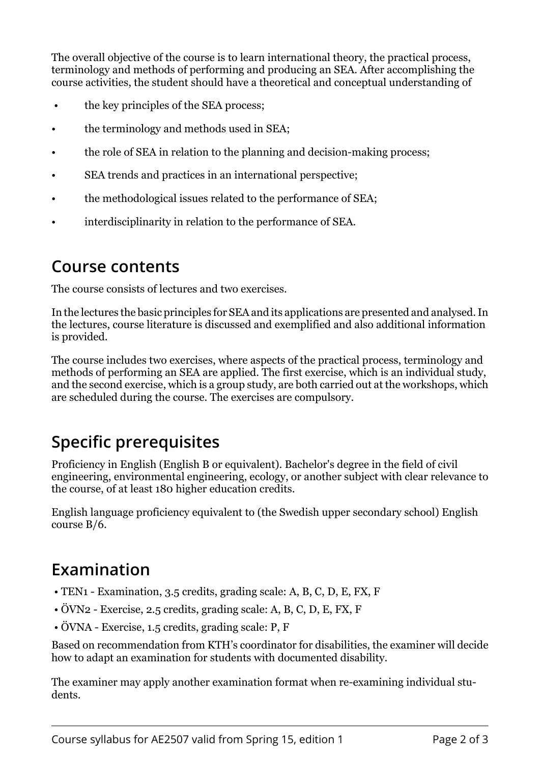The overall objective of the course is to learn international theory, the practical process, terminology and methods of performing and producing an SEA. After accomplishing the course activities, the student should have a theoretical and conceptual understanding of

- the key principles of the SEA process;
- the terminology and methods used in SEA;
- the role of SEA in relation to the planning and decision-making process;
- SEA trends and practices in an international perspective;
- the methodological issues related to the performance of SEA;
- interdisciplinarity in relation to the performance of SEA.

## Course contents

The course consists of lectures and two exercises.

In the lectures the basic principles for SEA and its applications are presented and analysed. In the lectures, course literature is discussed and exemplified and also additional information is provided.

The course includes two exercises, where aspects of the practical process, terminology and methods of performing an SEA are applied. The first exercise, which is an individual study, and the second exercise, which is a group study, are both carried out at the workshops, which are scheduled during the course. The exercises are compulsory.

## Specific prerequisites

Proficiency in English (English B or equivalent). Bachelor's degree in the field of civil engineering, environmental engineering, ecology, or another subject with clear relevance to the course, of at least 180 higher education credits.

English language proficiency equivalent to (the Swedish upper secondary school) English course B/6.

## Examination

- TEN1 - Examination, 3.5 credits, grading scale: A, B, C, D, E, FX, F
- ÖVN2 - Exercise, 2.5 credits, grading scale: A, B, C, D, E, FX, F
- ÖVNA - Exercise, 1.5 credits, grading scale: P, F

Based on recommendation from KTH's coordinator for disabilities, the examiner will decide how to adapt an examination for students with documented disability.

The examiner may apply another examination format when re-examining individual students.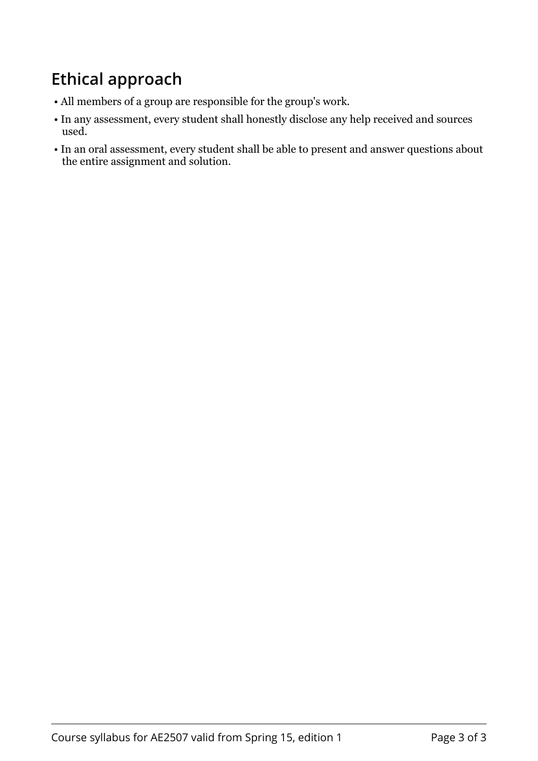## Ethical approach

- All members of a group are responsible for the group's work.
- In any assessment, every student shall honestly disclose any help received and sources used.
- In an oral assessment, every student shall be able to present and answer questions about the entire assignment and solution.